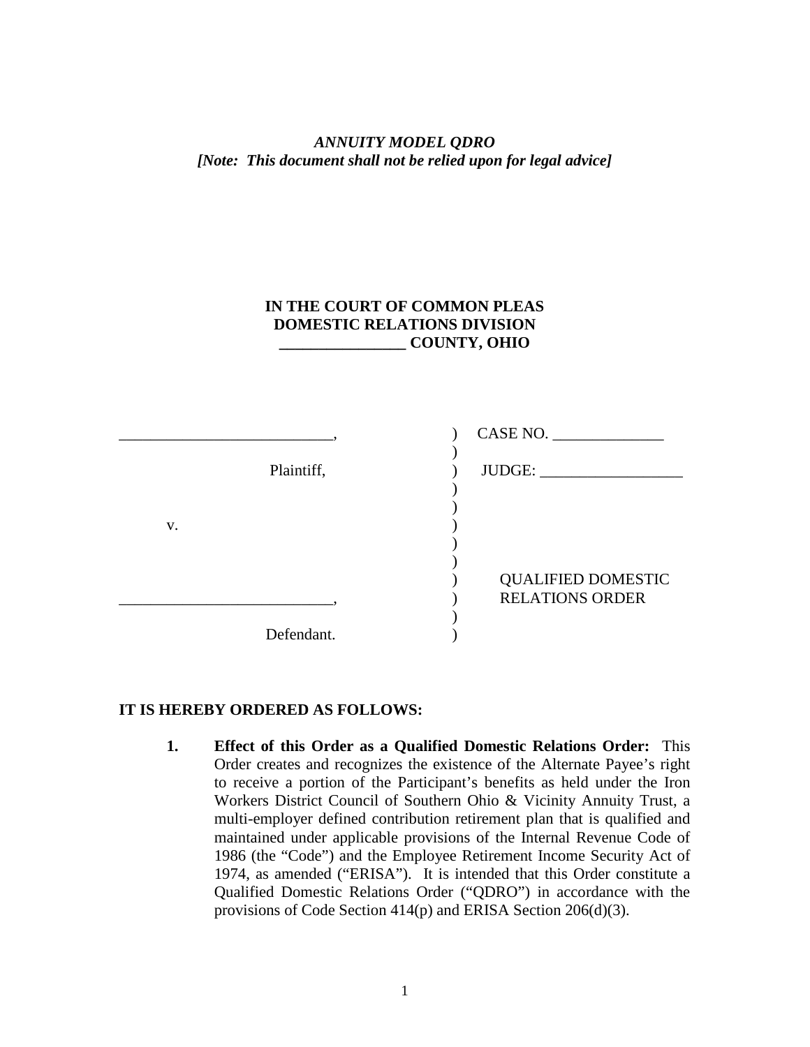*ANNUITY MODEL QDRO*
***[Note: This document shall not be relied upon for legal advice]***

**IN THE COURT OF COMMON PLEAS**
**DOMESTIC RELATIONS DIVISION**
**________________ COUNTY, OHIO**

| | | |
|---|---|---|
| ___________________________, | ) | CASE NO. ______________ |
| | ) | |
| Plaintiff, | ) | JUDGE: __________________ |
| | ) | |
| | ) | |
| v. | ) | |
| | ) | |
| | ) | |
| | ) | QUALIFIED DOMESTIC |
| ___________________________, | ) | RELATIONS ORDER |
| | ) | |
| Defendant. | ) | |

**IT IS HEREBY ORDERED AS FOLLOWS:**

1. **Effect of this Order as a Qualified Domestic Relations Order:** This Order creates and recognizes the existence of the Alternate Payee's right to receive a portion of the Participant's benefits as held under the Iron Workers District Council of Southern Ohio & Vicinity Annuity Trust, a multi-employer defined contribution retirement plan that is qualified and maintained under applicable provisions of the Internal Revenue Code of 1986 (the "Code") and the Employee Retirement Income Security Act of 1974, as amended ("ERISA"). It is intended that this Order constitute a Qualified Domestic Relations Order ("QDRO") in accordance with the provisions of Code Section 414(p) and ERISA Section 206(d)(3).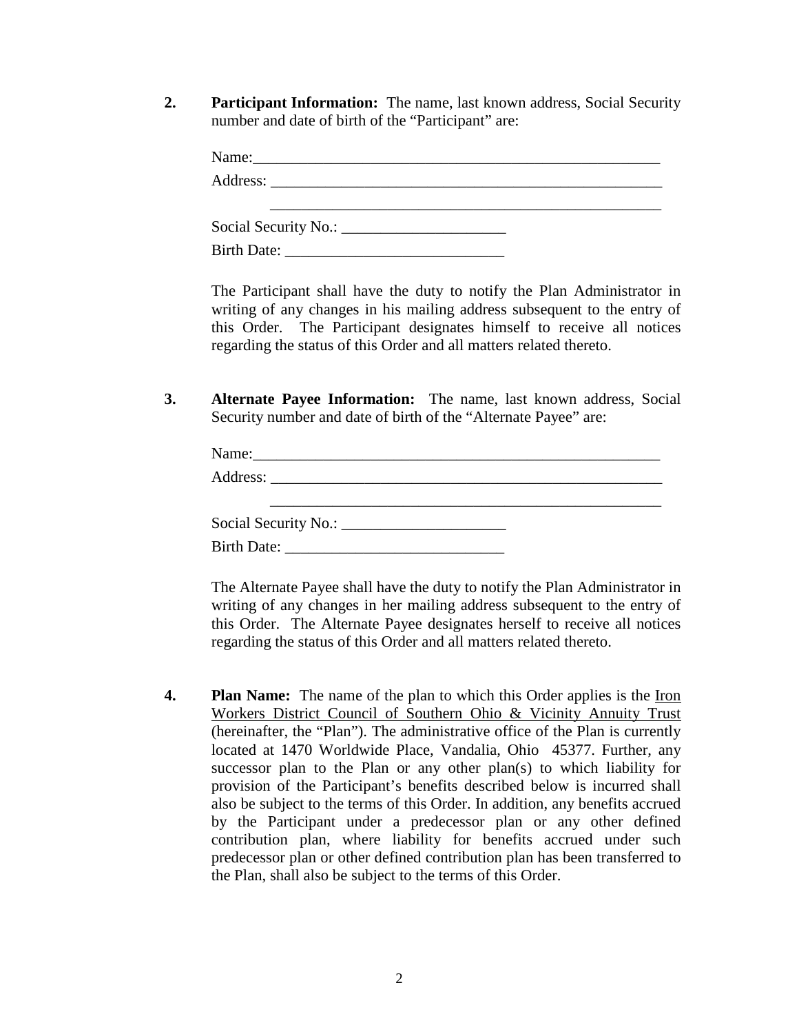**2. Participant Information:** The name, last known address, Social Security number and date of birth of the "Participant" are:

Name:_______________________________________________________

Address: _____________________________________________________

_____________________________________________________

Social Security No.: _____________________

Birth Date: ____________________________

The Participant shall have the duty to notify the Plan Administrator in writing of any changes in his mailing address subsequent to the entry of this Order. The Participant designates himself to receive all notices regarding the status of this Order and all matters related thereto.

**3. Alternate Payee Information:** The name, last known address, Social Security number and date of birth of the "Alternate Payee" are:

Name:_______________________________________________________

Address: _____________________________________________________

_____________________________________________________

Social Security No.: _____________________

Birth Date: ____________________________

The Alternate Payee shall have the duty to notify the Plan Administrator in writing of any changes in her mailing address subsequent to the entry of this Order. The Alternate Payee designates herself to receive all notices regarding the status of this Order and all matters related thereto.

**4. Plan Name:** The name of the plan to which this Order applies is the Iron Workers District Council of Southern Ohio & Vicinity Annuity Trust (hereinafter, the "Plan"). The administrative office of the Plan is currently located at 1470 Worldwide Place, Vandalia, Ohio 45377. Further, any successor plan to the Plan or any other plan(s) to which liability for provision of the Participant's benefits described below is incurred shall also be subject to the terms of this Order. In addition, any benefits accrued by the Participant under a predecessor plan or any other defined contribution plan, where liability for benefits accrued under such predecessor plan or other defined contribution plan has been transferred to the Plan, shall also be subject to the terms of this Order.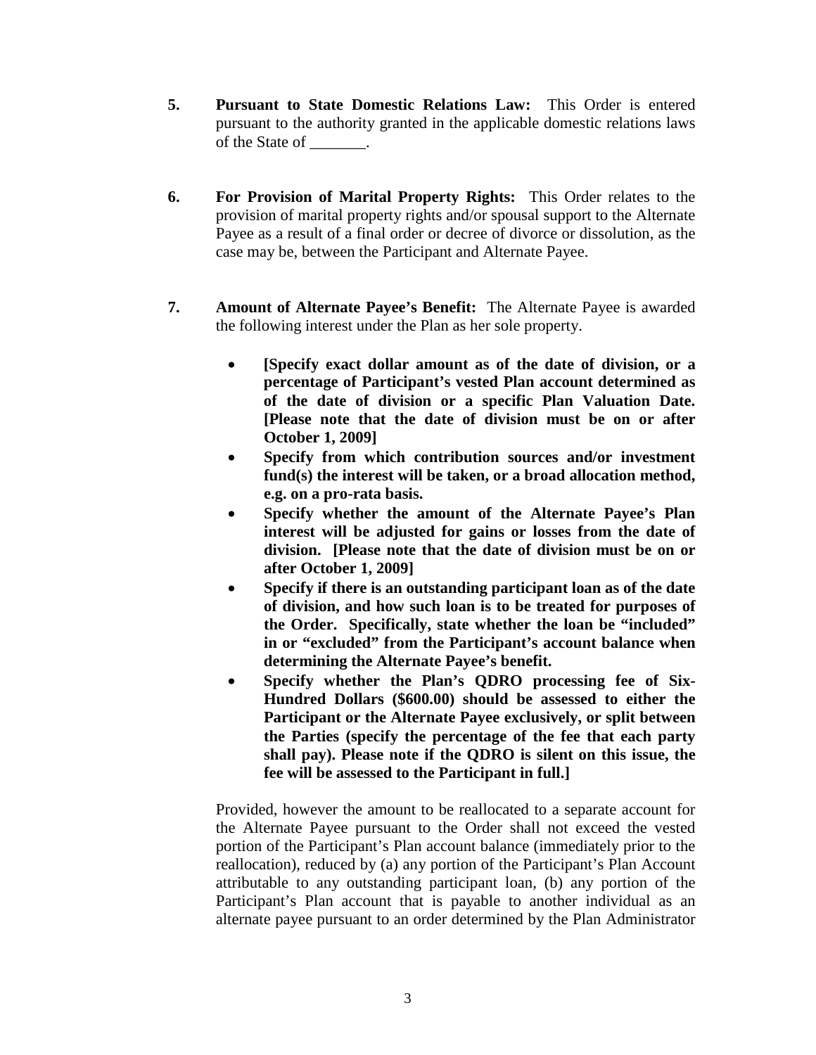**5.** **Pursuant to State Domestic Relations Law:** This Order is entered pursuant to the authority granted in the applicable domestic relations laws of the State of _______.

**6.** **For Provision of Marital Property Rights:** This Order relates to the provision of marital property rights and/or spousal support to the Alternate Payee as a result of a final order or decree of divorce or dissolution, as the case may be, between the Participant and Alternate Payee.

**7.** **Amount of Alternate Payee's Benefit:** The Alternate Payee is awarded the following interest under the Plan as her sole property.

- **[Specify exact dollar amount as of the date of division, or a percentage of Participant's vested Plan account determined as of the date of division or a specific Plan Valuation Date. [Please note that the date of division must be on or after October 1, 2009]**
- **Specify from which contribution sources and/or investment fund(s) the interest will be taken, or a broad allocation method, e.g. on a pro-rata basis.**
- **Specify whether the amount of the Alternate Payee's Plan interest will be adjusted for gains or losses from the date of division. [Please note that the date of division must be on or after October 1, 2009]**
- **Specify if there is an outstanding participant loan as of the date of division, and how such loan is to be treated for purposes of the Order. Specifically, state whether the loan be "included" in or "excluded" from the Participant's account balance when determining the Alternate Payee's benefit.**
- **Specify whether the Plan's QDRO processing fee of Six-Hundred Dollars ($600.00) should be assessed to either the Participant or the Alternate Payee exclusively, or split between the Parties (specify the percentage of the fee that each party shall pay). Please note if the QDRO is silent on this issue, the fee will be assessed to the Participant in full.]**

Provided, however the amount to be reallocated to a separate account for the Alternate Payee pursuant to the Order shall not exceed the vested portion of the Participant's Plan account balance (immediately prior to the reallocation), reduced by (a) any portion of the Participant's Plan Account attributable to any outstanding participant loan, (b) any portion of the Participant's Plan account that is payable to another individual as an alternate payee pursuant to an order determined by the Plan Administrator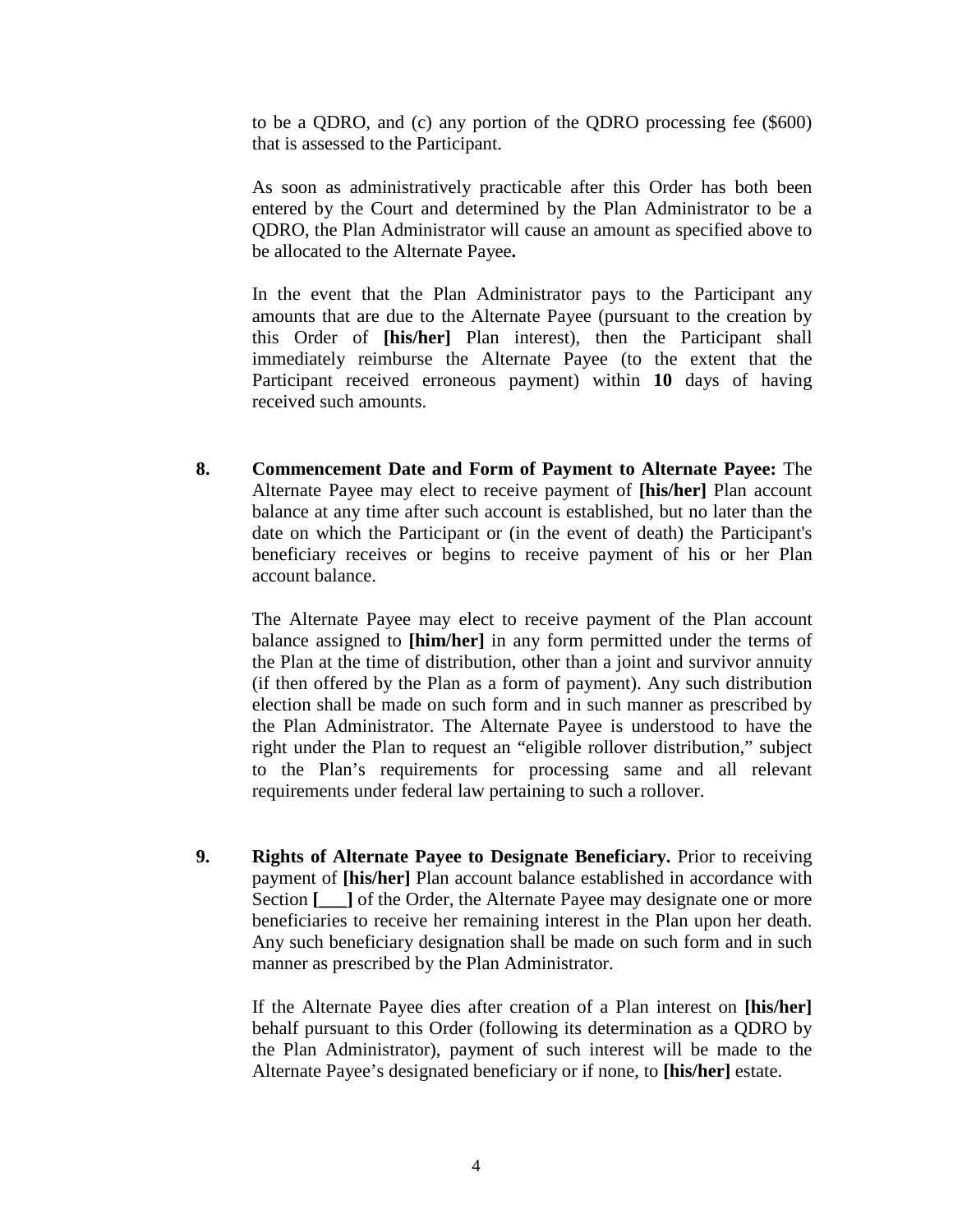to be a QDRO, and (c) any portion of the QDRO processing fee ($600) that is assessed to the Participant.

As soon as administratively practicable after this Order has both been entered by the Court and determined by the Plan Administrator to be a QDRO, the Plan Administrator will cause an amount as specified above to be allocated to the Alternate Payee**.**

In the event that the Plan Administrator pays to the Participant any amounts that are due to the Alternate Payee (pursuant to the creation by this Order of **[his/her]** Plan interest), then the Participant shall immediately reimburse the Alternate Payee (to the extent that the Participant received erroneous payment) within **10** days of having received such amounts.

**8. Commencement Date and Form of Payment to Alternate Payee:** The Alternate Payee may elect to receive payment of **[his/her]** Plan account balance at any time after such account is established, but no later than the date on which the Participant or (in the event of death) the Participant's beneficiary receives or begins to receive payment of his or her Plan account balance.

The Alternate Payee may elect to receive payment of the Plan account balance assigned to **[him/her]** in any form permitted under the terms of the Plan at the time of distribution, other than a joint and survivor annuity (if then offered by the Plan as a form of payment). Any such distribution election shall be made on such form and in such manner as prescribed by the Plan Administrator. The Alternate Payee is understood to have the right under the Plan to request an "eligible rollover distribution," subject to the Plan's requirements for processing same and all relevant requirements under federal law pertaining to such a rollover.

**9. Rights of Alternate Payee to Designate Beneficiary.** Prior to receiving payment of **[his/her]** Plan account balance established in accordance with Section **[___]** of the Order, the Alternate Payee may designate one or more beneficiaries to receive her remaining interest in the Plan upon her death. Any such beneficiary designation shall be made on such form and in such manner as prescribed by the Plan Administrator.

If the Alternate Payee dies after creation of a Plan interest on **[his/her]** behalf pursuant to this Order (following its determination as a QDRO by the Plan Administrator), payment of such interest will be made to the Alternate Payee's designated beneficiary or if none, to **[his/her]** estate.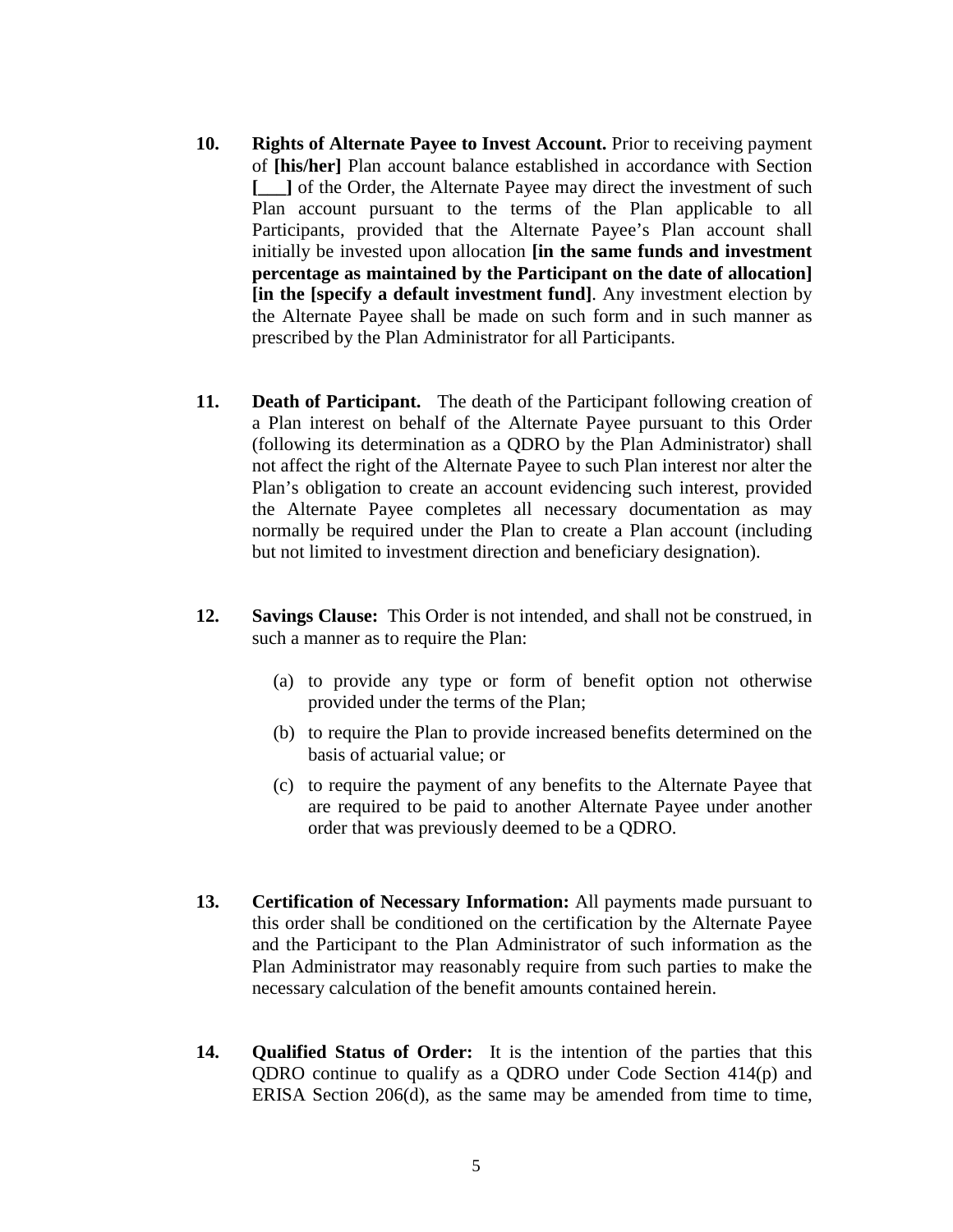**10. Rights of Alternate Payee to Invest Account.** Prior to receiving payment of **[his/her]** Plan account balance established in accordance with Section **[___]** of the Order, the Alternate Payee may direct the investment of such Plan account pursuant to the terms of the Plan applicable to all Participants, provided that the Alternate Payee's Plan account shall initially be invested upon allocation **[in the same funds and investment percentage as maintained by the Participant on the date of allocation] [in the [specify a default investment fund]**. Any investment election by the Alternate Payee shall be made on such form and in such manner as prescribed by the Plan Administrator for all Participants.

**11. Death of Participant.** The death of the Participant following creation of a Plan interest on behalf of the Alternate Payee pursuant to this Order (following its determination as a QDRO by the Plan Administrator) shall not affect the right of the Alternate Payee to such Plan interest nor alter the Plan's obligation to create an account evidencing such interest, provided the Alternate Payee completes all necessary documentation as may normally be required under the Plan to create a Plan account (including but not limited to investment direction and beneficiary designation).

**12. Savings Clause:** This Order is not intended, and shall not be construed, in such a manner as to require the Plan:

(a) to provide any type or form of benefit option not otherwise provided under the terms of the Plan;

(b) to require the Plan to provide increased benefits determined on the basis of actuarial value; or

(c) to require the payment of any benefits to the Alternate Payee that are required to be paid to another Alternate Payee under another order that was previously deemed to be a QDRO.

**13. Certification of Necessary Information:** All payments made pursuant to this order shall be conditioned on the certification by the Alternate Payee and the Participant to the Plan Administrator of such information as the Plan Administrator may reasonably require from such parties to make the necessary calculation of the benefit amounts contained herein.

**14. Qualified Status of Order:** It is the intention of the parties that this QDRO continue to qualify as a QDRO under Code Section 414(p) and ERISA Section 206(d), as the same may be amended from time to time,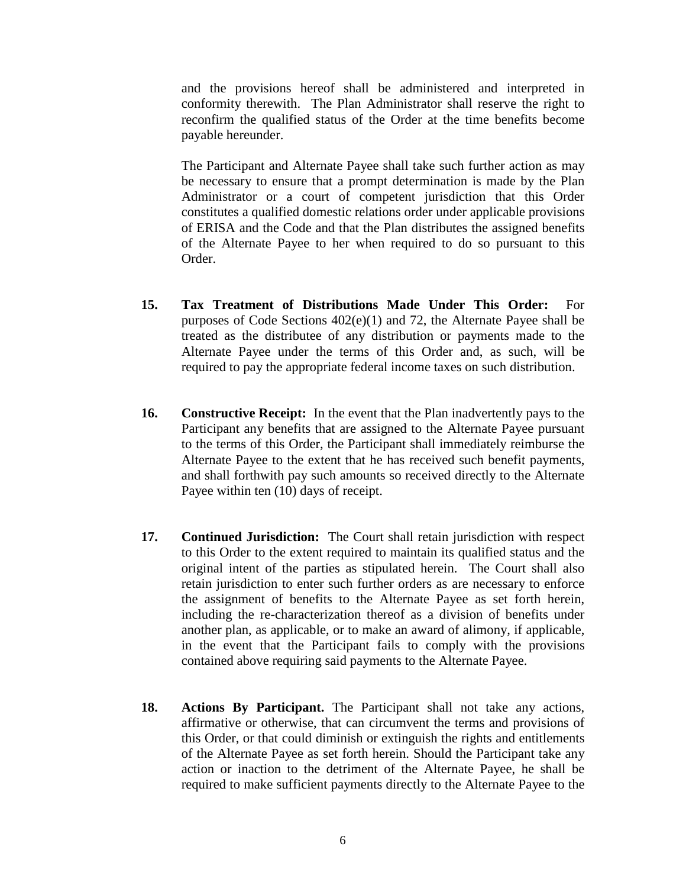and the provisions hereof shall be administered and interpreted in conformity therewith. The Plan Administrator shall reserve the right to reconfirm the qualified status of the Order at the time benefits become payable hereunder.

The Participant and Alternate Payee shall take such further action as may be necessary to ensure that a prompt determination is made by the Plan Administrator or a court of competent jurisdiction that this Order constitutes a qualified domestic relations order under applicable provisions of ERISA and the Code and that the Plan distributes the assigned benefits of the Alternate Payee to her when required to do so pursuant to this Order.

**15. Tax Treatment of Distributions Made Under This Order:** For purposes of Code Sections 402(e)(1) and 72, the Alternate Payee shall be treated as the distributee of any distribution or payments made to the Alternate Payee under the terms of this Order and, as such, will be required to pay the appropriate federal income taxes on such distribution.

**16. Constructive Receipt:** In the event that the Plan inadvertently pays to the Participant any benefits that are assigned to the Alternate Payee pursuant to the terms of this Order, the Participant shall immediately reimburse the Alternate Payee to the extent that he has received such benefit payments, and shall forthwith pay such amounts so received directly to the Alternate Payee within ten (10) days of receipt.

**17. Continued Jurisdiction:** The Court shall retain jurisdiction with respect to this Order to the extent required to maintain its qualified status and the original intent of the parties as stipulated herein. The Court shall also retain jurisdiction to enter such further orders as are necessary to enforce the assignment of benefits to the Alternate Payee as set forth herein, including the re-characterization thereof as a division of benefits under another plan, as applicable, or to make an award of alimony, if applicable, in the event that the Participant fails to comply with the provisions contained above requiring said payments to the Alternate Payee.

**18. Actions By Participant.** The Participant shall not take any actions, affirmative or otherwise, that can circumvent the terms and provisions of this Order, or that could diminish or extinguish the rights and entitlements of the Alternate Payee as set forth herein. Should the Participant take any action or inaction to the detriment of the Alternate Payee, he shall be required to make sufficient payments directly to the Alternate Payee to the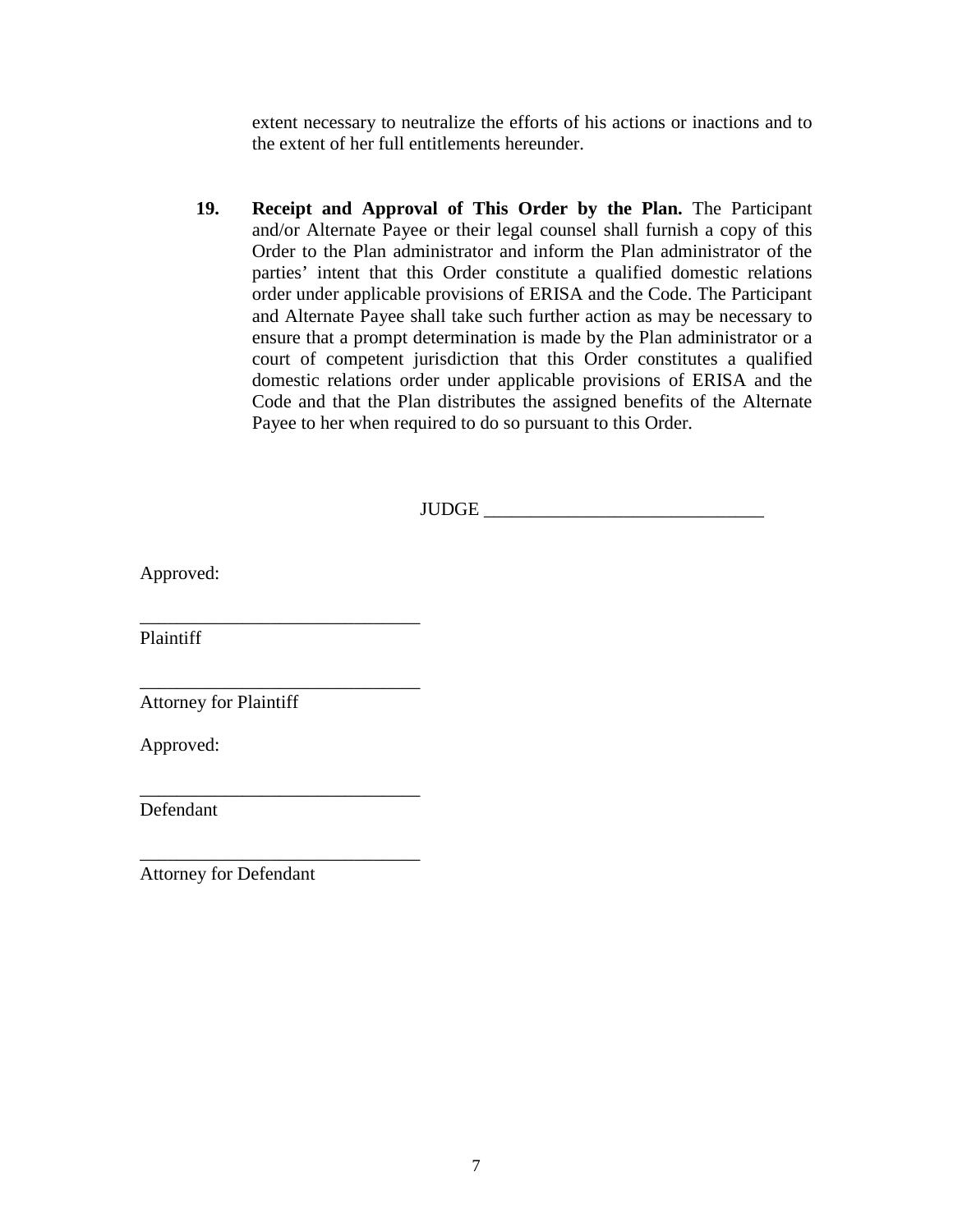extent necessary to neutralize the efforts of his actions or inactions and to the extent of her full entitlements hereunder.

**19. Receipt and Approval of This Order by the Plan.** The Participant and/or Alternate Payee or their legal counsel shall furnish a copy of this Order to the Plan administrator and inform the Plan administrator of the parties' intent that this Order constitute a qualified domestic relations order under applicable provisions of ERISA and the Code. The Participant and Alternate Payee shall take such further action as may be necessary to ensure that a prompt determination is made by the Plan administrator or a court of competent jurisdiction that this Order constitutes a qualified domestic relations order under applicable provisions of ERISA and the Code and that the Plan distributes the assigned benefits of the Alternate Payee to her when required to do so pursuant to this Order.

JUDGE ______________________________

Approved:

______________________________
Plaintiff

______________________________
Attorney for Plaintiff

Approved:

______________________________
Defendant

______________________________
Attorney for Defendant